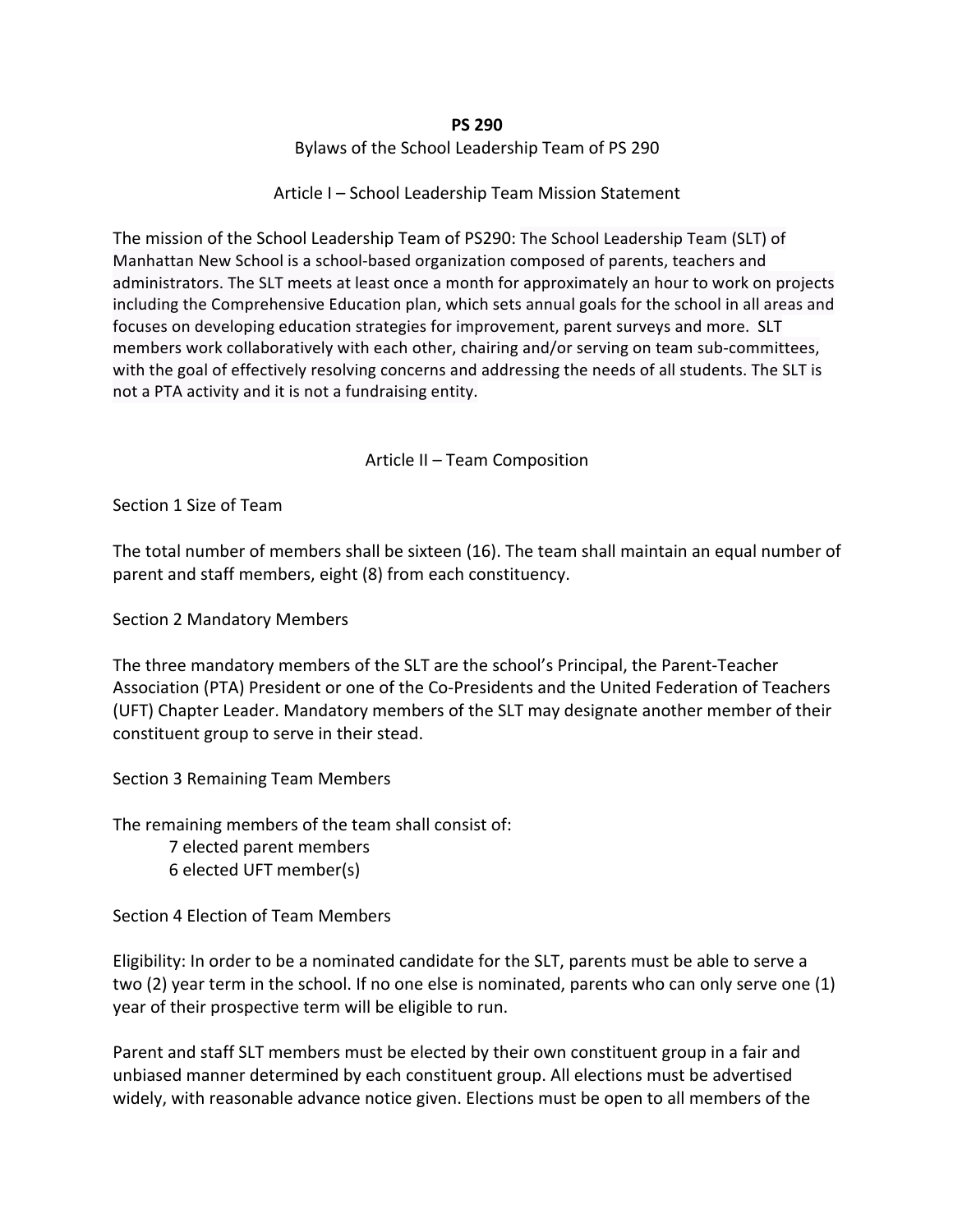**PS 290**

Bylaws of the School Leadership Team of PS 290

## Article I – School Leadership Team Mission Statement

The mission of the School Leadership Team of PS290: The School Leadership Team (SLT) of Manhattan New School is a school-based organization composed of parents, teachers and administrators. The SLT meets at least once a month for approximately an hour to work on projects including the Comprehensive Education plan, which sets annual goals for the school in all areas and focuses on developing education strategies for improvement, parent surveys and more. SLT members work collaboratively with each other, chairing and/or serving on team sub-committees, with the goal of effectively resolving concerns and addressing the needs of all students. The SLT is not a PTA activity and it is not a fundraising entity.

## Article II – Team Composition

### Section 1 Size of Team

The total number of members shall be sixteen (16). The team shall maintain an equal number of parent and staff members, eight (8) from each constituency.

### Section 2 Mandatory Members

The three mandatory members of the SLT are the school's Principal, the Parent-Teacher Association (PTA) President or one of the Co-Presidents and the United Federation of Teachers (UFT) Chapter Leader. Mandatory members of the SLT may designate another member of their constituent group to serve in their stead.

### Section 3 Remaining Team Members

The remaining members of the team shall consist of:

- 7 elected parent members
- 6 elected UFT member(s)

### Section 4 Election of Team Members

Eligibility: In order to be a nominated candidate for the SLT, parents must be able to serve a two (2) year term in the school. If no one else is nominated, parents who can only serve one (1) year of their prospective term will be eligible to run.

Parent and staff SLT members must be elected by their own constituent group in a fair and unbiased manner determined by each constituent group. All elections must be advertised widely, with reasonable advance notice given. Elections must be open to all members of the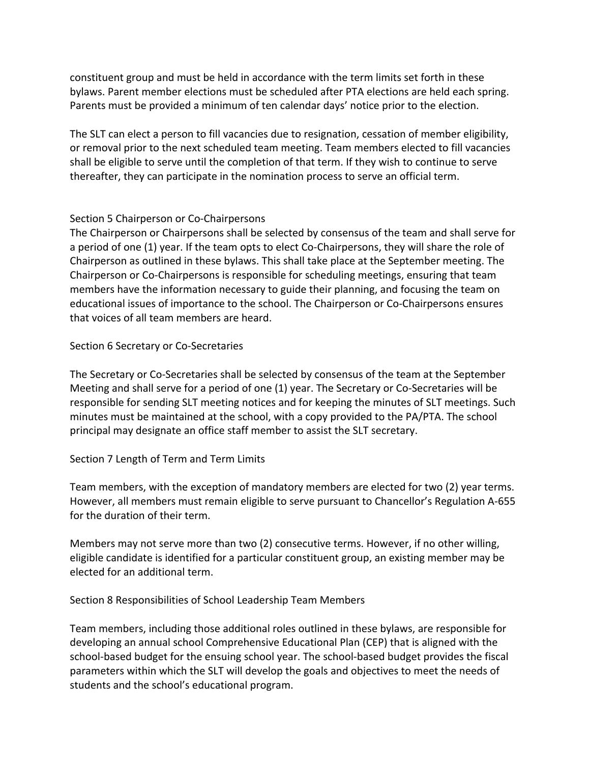constituent group and must be held in accordance with the term limits set forth in these bylaws. Parent member elections must be scheduled after PTA elections are held each spring. Parents must be provided a minimum of ten calendar days' notice prior to the election.

The SLT can elect a person to fill vacancies due to resignation, cessation of member eligibility, or removal prior to the next scheduled team meeting. Team members elected to fill vacancies shall be eligible to serve until the completion of that term. If they wish to continue to serve thereafter, they can participate in the nomination process to serve an official term.

## Section 5 Chairperson or Co-Chairpersons

The Chairperson or Chairpersons shall be selected by consensus of the team and shall serve for a period of one (1) year. If the team opts to elect Co-Chairpersons, they will share the role of Chairperson as outlined in these bylaws. This shall take place at the September meeting. The Chairperson or Co-Chairpersons is responsible for scheduling meetings, ensuring that team members have the information necessary to guide their planning, and focusing the team on educational issues of importance to the school. The Chairperson or Co-Chairpersons ensures that voices of all team members are heard.

## Section 6 Secretary or Co-Secretaries

The Secretary or Co-Secretaries shall be selected by consensus of the team at the September Meeting and shall serve for a period of one (1) year. The Secretary or Co-Secretaries will be responsible for sending SLT meeting notices and for keeping the minutes of SLT meetings. Such minutes must be maintained at the school, with a copy provided to the PA/PTA. The school principal may designate an office staff member to assist the SLT secretary.

## Section 7 Length of Term and Term Limits

Team members, with the exception of mandatory members are elected for two (2) year terms. However, all members must remain eligible to serve pursuant to Chancellor's Regulation A-655 for the duration of their term.

Members may not serve more than two (2) consecutive terms. However, if no other willing, eligible candidate is identified for a particular constituent group, an existing member may be elected for an additional term.

## Section 8 Responsibilities of School Leadership Team Members

Team members, including those additional roles outlined in these bylaws, are responsible for developing an annual school Comprehensive Educational Plan (CEP) that is aligned with the school-based budget for the ensuing school year. The school-based budget provides the fiscal parameters within which the SLT will develop the goals and objectives to meet the needs of students and the school's educational program.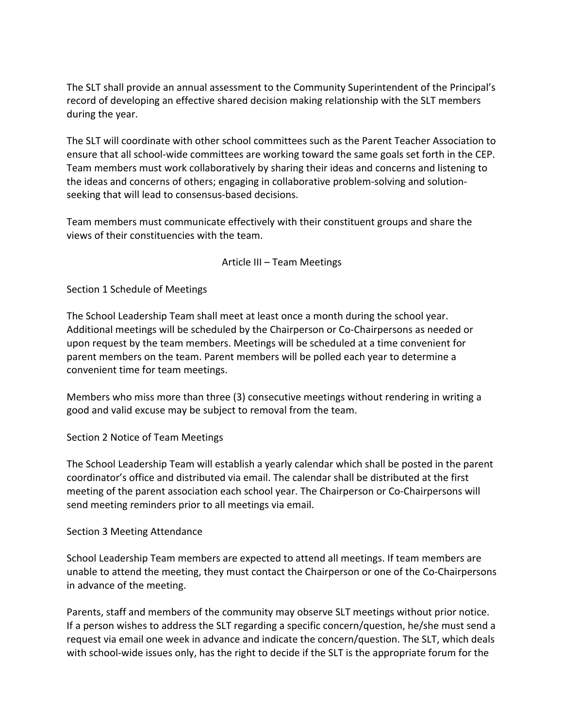The SLT shall provide an annual assessment to the Community Superintendent of the Principal's record of developing an effective shared decision making relationship with the SLT members during the year.

The SLT will coordinate with other school committees such as the Parent Teacher Association to ensure that all school-wide committees are working toward the same goals set forth in the CEP. Team members must work collaboratively by sharing their ideas and concerns and listening to the ideas and concerns of others; engaging in collaborative problem-solving and solution-seeking that will lead to consensus-based decisions.

Team members must communicate effectively with their constituent groups and share the views of their constituencies with the team.

## Article III – Team Meetings

### Section 1 Schedule of Meetings

The School Leadership Team shall meet at least once a month during the school year. Additional meetings will be scheduled by the Chairperson or Co-Chairpersons as needed or upon request by the team members. Meetings will be scheduled at a time convenient for parent members on the team. Parent members will be polled each year to determine a convenient time for team meetings.

Members who miss more than three (3) consecutive meetings without rendering in writing a good and valid excuse may be subject to removal from the team.

### Section 2 Notice of Team Meetings

The School Leadership Team will establish a yearly calendar which shall be posted in the parent coordinator's office and distributed via email. The calendar shall be distributed at the first meeting of the parent association each school year. The Chairperson or Co-Chairpersons will send meeting reminders prior to all meetings via email.

### Section 3 Meeting Attendance

School Leadership Team members are expected to attend all meetings. If team members are unable to attend the meeting, they must contact the Chairperson or one of the Co-Chairpersons in advance of the meeting.

Parents, staff and members of the community may observe SLT meetings without prior notice. If a person wishes to address the SLT regarding a specific concern/question, he/she must send a request via email one week in advance and indicate the concern/question. The SLT, which deals with school-wide issues only, has the right to decide if the SLT is the appropriate forum for the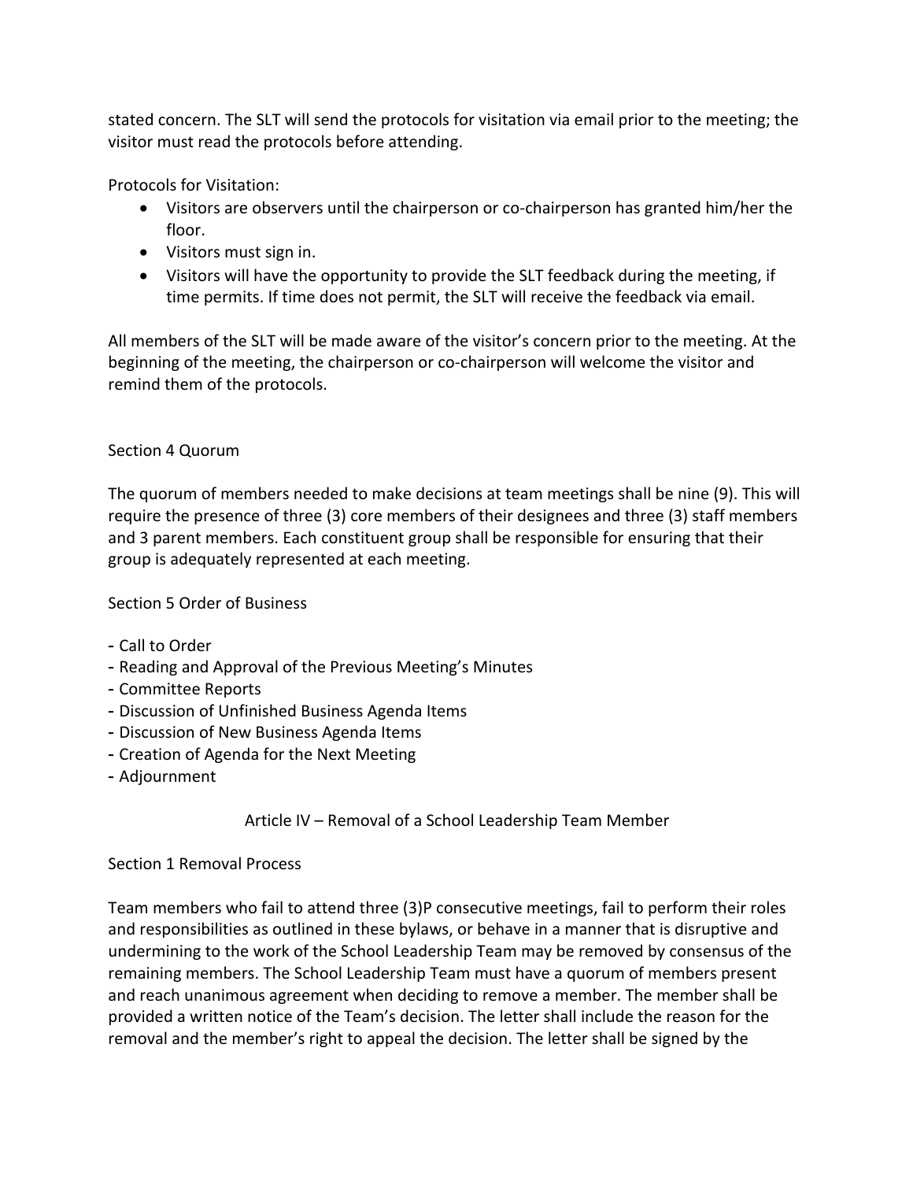stated concern. The SLT will send the protocols for visitation via email prior to the meeting; the visitor must read the protocols before attending.

Protocols for Visitation:

- Visitors are observers until the chairperson or co-chairperson has granted him/her the floor.
- Visitors must sign in.
- Visitors will have the opportunity to provide the SLT feedback during the meeting, if time permits. If time does not permit, the SLT will receive the feedback via email.

All members of the SLT will be made aware of the visitor's concern prior to the meeting. At the beginning of the meeting, the chairperson or co-chairperson will welcome the visitor and remind them of the protocols.

### Section 4 Quorum

The quorum of members needed to make decisions at team meetings shall be nine (9). This will require the presence of three (3) core members of their designees and three (3) staff members and 3 parent members. Each constituent group shall be responsible for ensuring that their group is adequately represented at each meeting.

### Section 5 Order of Business

- Call to Order
- Reading and Approval of the Previous Meeting's Minutes
- Committee Reports
- Discussion of Unfinished Business Agenda Items
- Discussion of New Business Agenda Items
- Creation of Agenda for the Next Meeting
- Adjournment

## Article IV – Removal of a School Leadership Team Member

### Section 1 Removal Process

Team members who fail to attend three (3)P consecutive meetings, fail to perform their roles and responsibilities as outlined in these bylaws, or behave in a manner that is disruptive and undermining to the work of the School Leadership Team may be removed by consensus of the remaining members. The School Leadership Team must have a quorum of members present and reach unanimous agreement when deciding to remove a member. The member shall be provided a written notice of the Team's decision. The letter shall include the reason for the removal and the member's right to appeal the decision. The letter shall be signed by the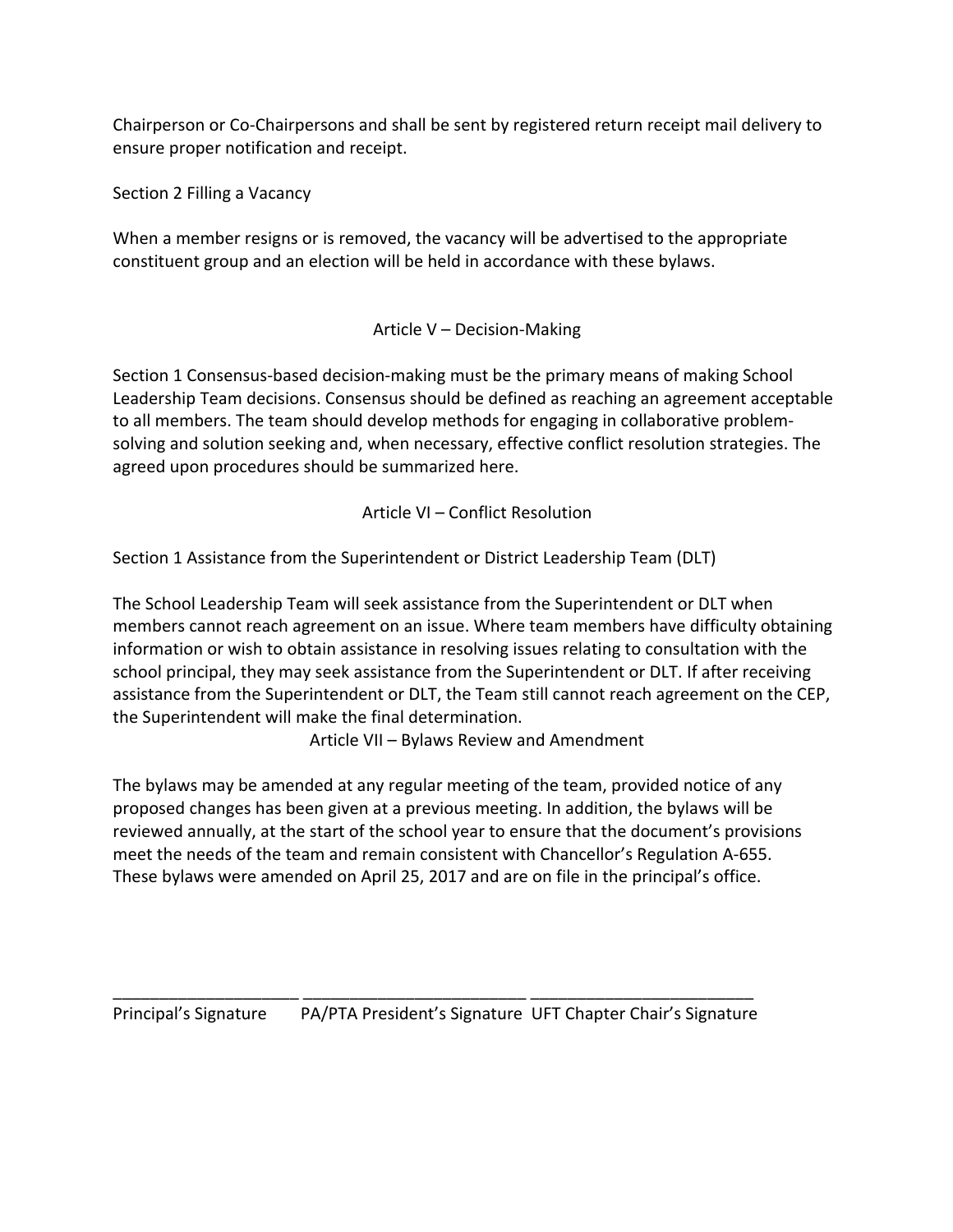Chairperson or Co-Chairpersons and shall be sent by registered return receipt mail delivery to ensure proper notification and receipt.

Section 2 Filling a Vacancy

When a member resigns or is removed, the vacancy will be advertised to the appropriate constituent group and an election will be held in accordance with these bylaws.

## Article V – Decision-Making

Section 1 Consensus-based decision-making must be the primary means of making School Leadership Team decisions. Consensus should be defined as reaching an agreement acceptable to all members. The team should develop methods for engaging in collaborative problem-solving and solution seeking and, when necessary, effective conflict resolution strategies. The agreed upon procedures should be summarized here.

## Article VI – Conflict Resolution

Section 1 Assistance from the Superintendent or District Leadership Team (DLT)

The School Leadership Team will seek assistance from the Superintendent or DLT when members cannot reach agreement on an issue. Where team members have difficulty obtaining information or wish to obtain assistance in resolving issues relating to consultation with the school principal, they may seek assistance from the Superintendent or DLT. If after receiving assistance from the Superintendent or DLT, the Team still cannot reach agreement on the CEP, the Superintendent will make the final determination.

## Article VII – Bylaws Review and Amendment

The bylaws may be amended at any regular meeting of the team, provided notice of any proposed changes has been given at a previous meeting. In addition, the bylaws will be reviewed annually, at the start of the school year to ensure that the document's provisions meet the needs of the team and remain consistent with Chancellor's Regulation A-655. These bylaws were amended on April 25, 2017 and are on file in the principal's office.

____________________ ________________________ ________________________

Principal's Signature PA/PTA President's Signature UFT Chapter Chair's Signature